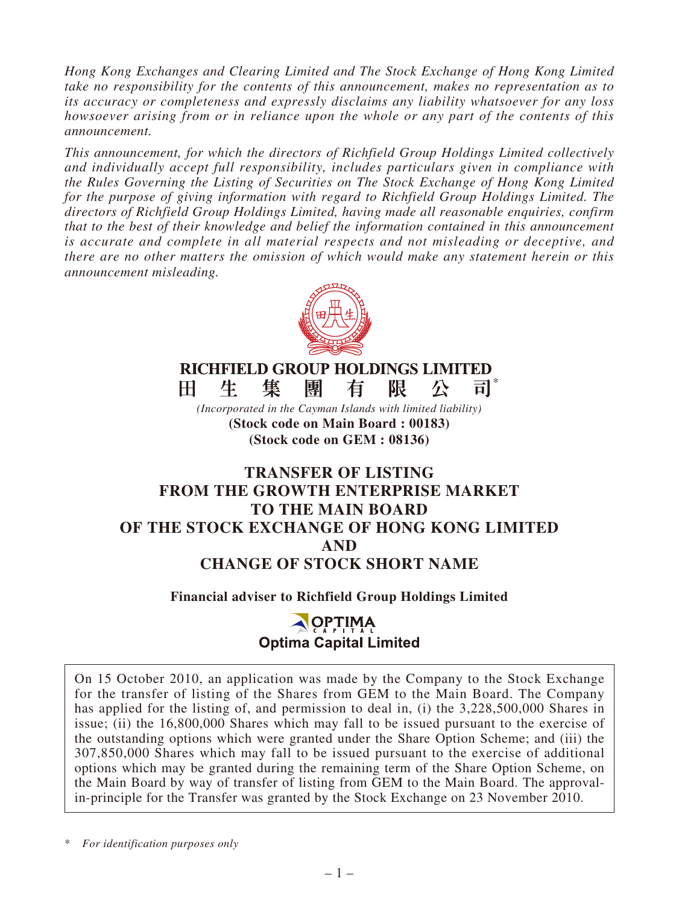*Hong Kong Exchanges and Clearing Limited and The Stock Exchange of Hong Kong Limited take no responsibility for the contents of this announcement, makes no representation as to its accuracy or completeness and expressly disclaims any liability whatsoever for any loss howsoever arising from or in reliance upon the whole or any part of the contents of this announcement.*

*This announcement, for which the directors of Richfield Group Holdings Limited collectively and individually accept full responsibility, includes particulars given in compliance with the Rules Governing the Listing of Securities on The Stock Exchange of Hong Kong Limited for the purpose of giving information with regard to Richfield Group Holdings Limited. The directors of Richfield Group Holdings Limited, having made all reasonable enquiries, confirm that to the best of their knowledge and belief the information contained in this announcement is accurate and complete in all material respects and not misleading or deceptive, and there are no other matters the omission of which would make any statement herein or this announcement misleading.*

**RICHFIELD GROUP HOLDINGS LIMITED**

**田生集團有限公司***

*(Incorporated in the Cayman Islands with limited liability)*

**(Stock code on Main Board : 00183)**

**(Stock code on GEM : 08136)**

# TRANSFER OF LISTING FROM THE GROWTH ENTERPRISE MARKET TO THE MAIN BOARD OF THE STOCK EXCHANGE OF HONG KONG LIMITED AND CHANGE OF STOCK SHORT NAME

**Financial adviser to Richfield Group Holdings Limited**

**Optima Capital Limited**

On 15 October 2010, an application was made by the Company to the Stock Exchange for the transfer of listing of the Shares from GEM to the Main Board. The Company has applied for the listing of, and permission to deal in, (i) the 3,228,500,000 Shares in issue; (ii) the 16,800,000 Shares which may fall to be issued pursuant to the exercise of the outstanding options which were granted under the Share Option Scheme; and (iii) the 307,850,000 Shares which may fall to be issued pursuant to the exercise of additional options which may be granted during the remaining term of the Share Option Scheme, on the Main Board by way of transfer of listing from GEM to the Main Board. The approval-in-principle for the Transfer was granted by the Stock Exchange on 23 November 2010.

\* *For identification purposes only*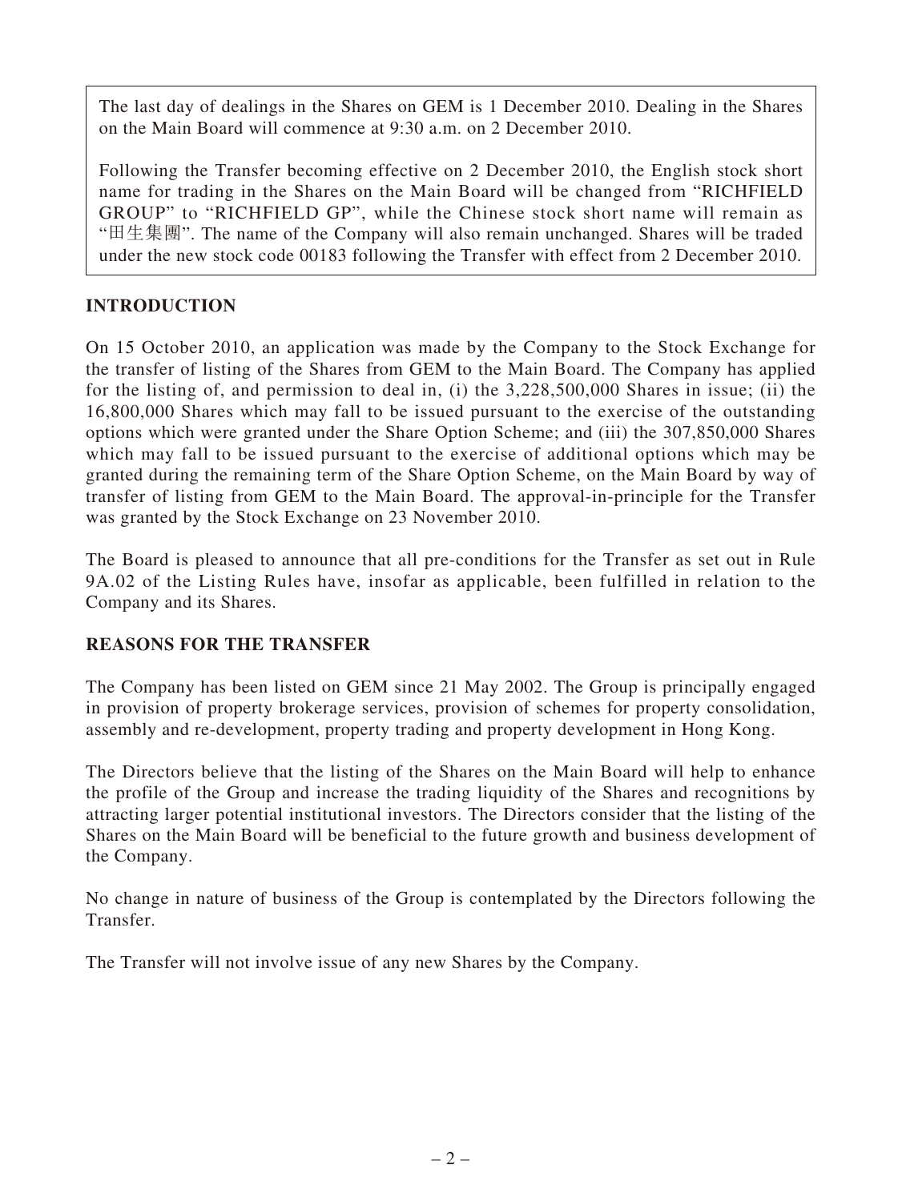The last day of dealings in the Shares on GEM is 1 December 2010. Dealing in the Shares on the Main Board will commence at 9:30 a.m. on 2 December 2010.

Following the Transfer becoming effective on 2 December 2010, the English stock short name for trading in the Shares on the Main Board will be changed from "RICHFIELD GROUP" to "RICHFIELD GP", while the Chinese stock short name will remain as "田生集團". The name of the Company will also remain unchanged. Shares will be traded under the new stock code 00183 following the Transfer with effect from 2 December 2010.

## INTRODUCTION

On 15 October 2010, an application was made by the Company to the Stock Exchange for the transfer of listing of the Shares from GEM to the Main Board. The Company has applied for the listing of, and permission to deal in, (i) the 3,228,500,000 Shares in issue; (ii) the 16,800,000 Shares which may fall to be issued pursuant to the exercise of the outstanding options which were granted under the Share Option Scheme; and (iii) the 307,850,000 Shares which may fall to be issued pursuant to the exercise of additional options which may be granted during the remaining term of the Share Option Scheme, on the Main Board by way of transfer of listing from GEM to the Main Board. The approval-in-principle for the Transfer was granted by the Stock Exchange on 23 November 2010.

The Board is pleased to announce that all pre-conditions for the Transfer as set out in Rule 9A.02 of the Listing Rules have, insofar as applicable, been fulfilled in relation to the Company and its Shares.

## REASONS FOR THE TRANSFER

The Company has been listed on GEM since 21 May 2002. The Group is principally engaged in provision of property brokerage services, provision of schemes for property consolidation, assembly and re-development, property trading and property development in Hong Kong.

The Directors believe that the listing of the Shares on the Main Board will help to enhance the profile of the Group and increase the trading liquidity of the Shares and recognitions by attracting larger potential institutional investors. The Directors consider that the listing of the Shares on the Main Board will be beneficial to the future growth and business development of the Company.

No change in nature of business of the Group is contemplated by the Directors following the Transfer.

The Transfer will not involve issue of any new Shares by the Company.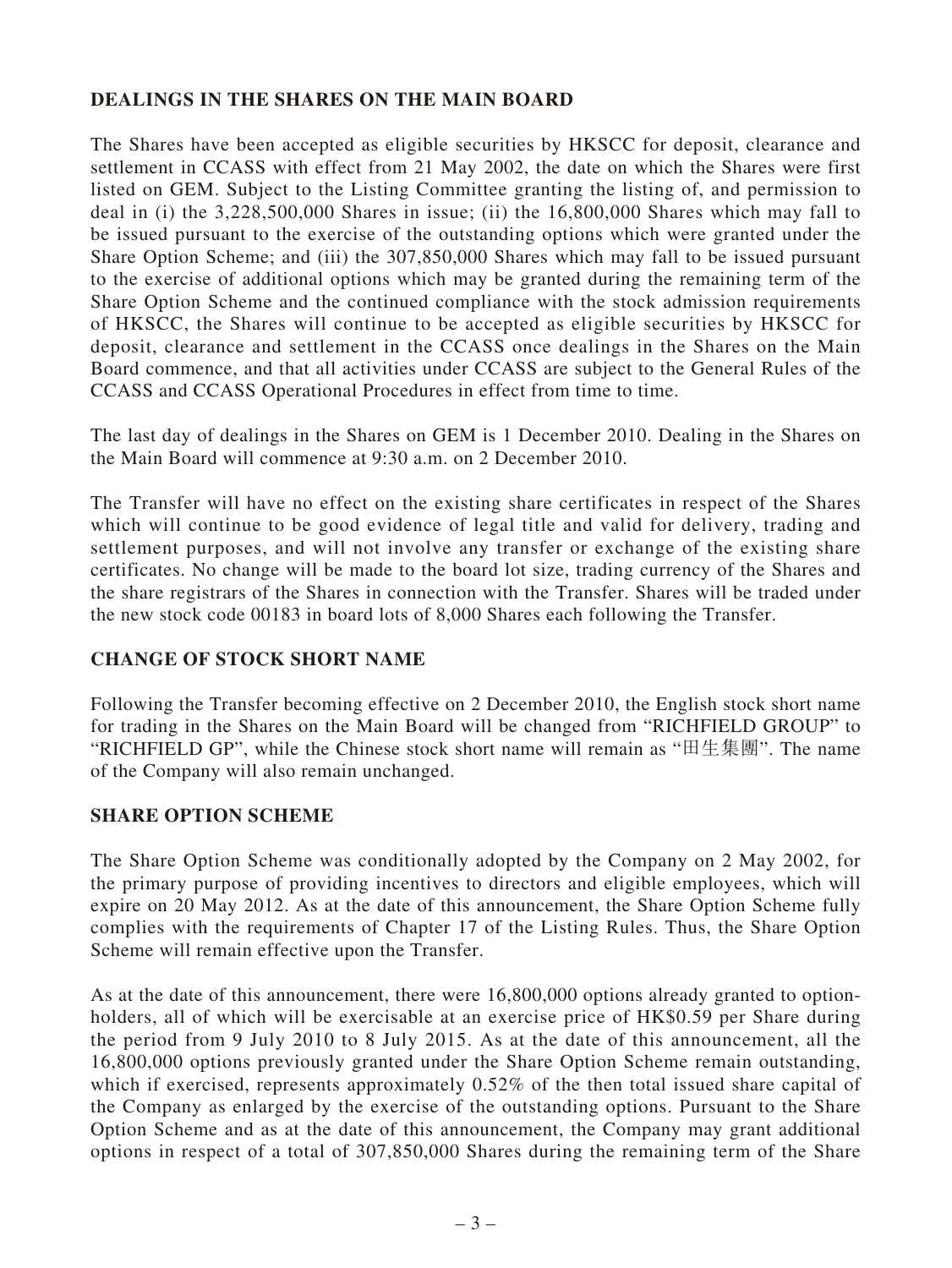## DEALINGS IN THE SHARES ON THE MAIN BOARD

The Shares have been accepted as eligible securities by HKSCC for deposit, clearance and settlement in CCASS with effect from 21 May 2002, the date on which the Shares were first listed on GEM. Subject to the Listing Committee granting the listing of, and permission to deal in (i) the 3,228,500,000 Shares in issue; (ii) the 16,800,000 Shares which may fall to be issued pursuant to the exercise of the outstanding options which were granted under the Share Option Scheme; and (iii) the 307,850,000 Shares which may fall to be issued pursuant to the exercise of additional options which may be granted during the remaining term of the Share Option Scheme and the continued compliance with the stock admission requirements of HKSCC, the Shares will continue to be accepted as eligible securities by HKSCC for deposit, clearance and settlement in the CCASS once dealings in the Shares on the Main Board commence, and that all activities under CCASS are subject to the General Rules of the CCASS and CCASS Operational Procedures in effect from time to time.

The last day of dealings in the Shares on GEM is 1 December 2010. Dealing in the Shares on the Main Board will commence at 9:30 a.m. on 2 December 2010.

The Transfer will have no effect on the existing share certificates in respect of the Shares which will continue to be good evidence of legal title and valid for delivery, trading and settlement purposes, and will not involve any transfer or exchange of the existing share certificates. No change will be made to the board lot size, trading currency of the Shares and the share registrars of the Shares in connection with the Transfer. Shares will be traded under the new stock code 00183 in board lots of 8,000 Shares each following the Transfer.

## CHANGE OF STOCK SHORT NAME

Following the Transfer becoming effective on 2 December 2010, the English stock short name for trading in the Shares on the Main Board will be changed from "RICHFIELD GROUP" to "RICHFIELD GP", while the Chinese stock short name will remain as "田生集團". The name of the Company will also remain unchanged.

## SHARE OPTION SCHEME

The Share Option Scheme was conditionally adopted by the Company on 2 May 2002, for the primary purpose of providing incentives to directors and eligible employees, which will expire on 20 May 2012. As at the date of this announcement, the Share Option Scheme fully complies with the requirements of Chapter 17 of the Listing Rules. Thus, the Share Option Scheme will remain effective upon the Transfer.

As at the date of this announcement, there were 16,800,000 options already granted to option-holders, all of which will be exercisable at an exercise price of HK$0.59 per Share during the period from 9 July 2010 to 8 July 2015. As at the date of this announcement, all the 16,800,000 options previously granted under the Share Option Scheme remain outstanding, which if exercised, represents approximately 0.52% of the then total issued share capital of the Company as enlarged by the exercise of the outstanding options. Pursuant to the Share Option Scheme and as at the date of this announcement, the Company may grant additional options in respect of a total of 307,850,000 Shares during the remaining term of the Share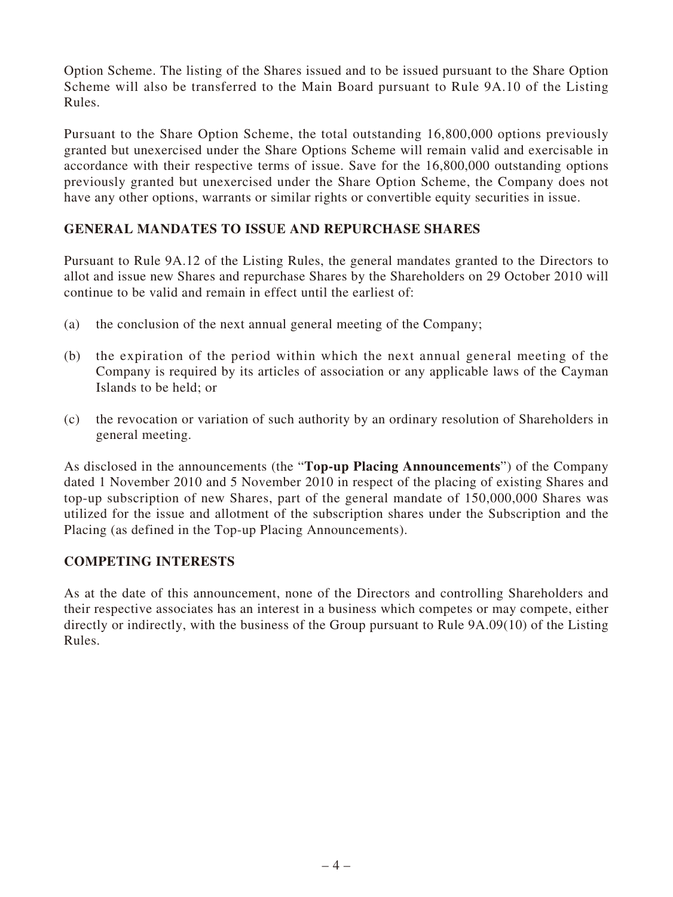Option Scheme. The listing of the Shares issued and to be issued pursuant to the Share Option Scheme will also be transferred to the Main Board pursuant to Rule 9A.10 of the Listing Rules.

Pursuant to the Share Option Scheme, the total outstanding 16,800,000 options previously granted but unexercised under the Share Options Scheme will remain valid and exercisable in accordance with their respective terms of issue. Save for the 16,800,000 outstanding options previously granted but unexercised under the Share Option Scheme, the Company does not have any other options, warrants or similar rights or convertible equity securities in issue.

## GENERAL MANDATES TO ISSUE AND REPURCHASE SHARES

Pursuant to Rule 9A.12 of the Listing Rules, the general mandates granted to the Directors to allot and issue new Shares and repurchase Shares by the Shareholders on 29 October 2010 will continue to be valid and remain in effect until the earliest of:

(a) the conclusion of the next annual general meeting of the Company;

(b) the expiration of the period within which the next annual general meeting of the Company is required by its articles of association or any applicable laws of the Cayman Islands to be held; or

(c) the revocation or variation of such authority by an ordinary resolution of Shareholders in general meeting.

As disclosed in the announcements (the "**Top-up Placing Announcements**") of the Company dated 1 November 2010 and 5 November 2010 in respect of the placing of existing Shares and top-up subscription of new Shares, part of the general mandate of 150,000,000 Shares was utilized for the issue and allotment of the subscription shares under the Subscription and the Placing (as defined in the Top-up Placing Announcements).

## COMPETING INTERESTS

As at the date of this announcement, none of the Directors and controlling Shareholders and their respective associates has an interest in a business which competes or may compete, either directly or indirectly, with the business of the Group pursuant to Rule 9A.09(10) of the Listing Rules.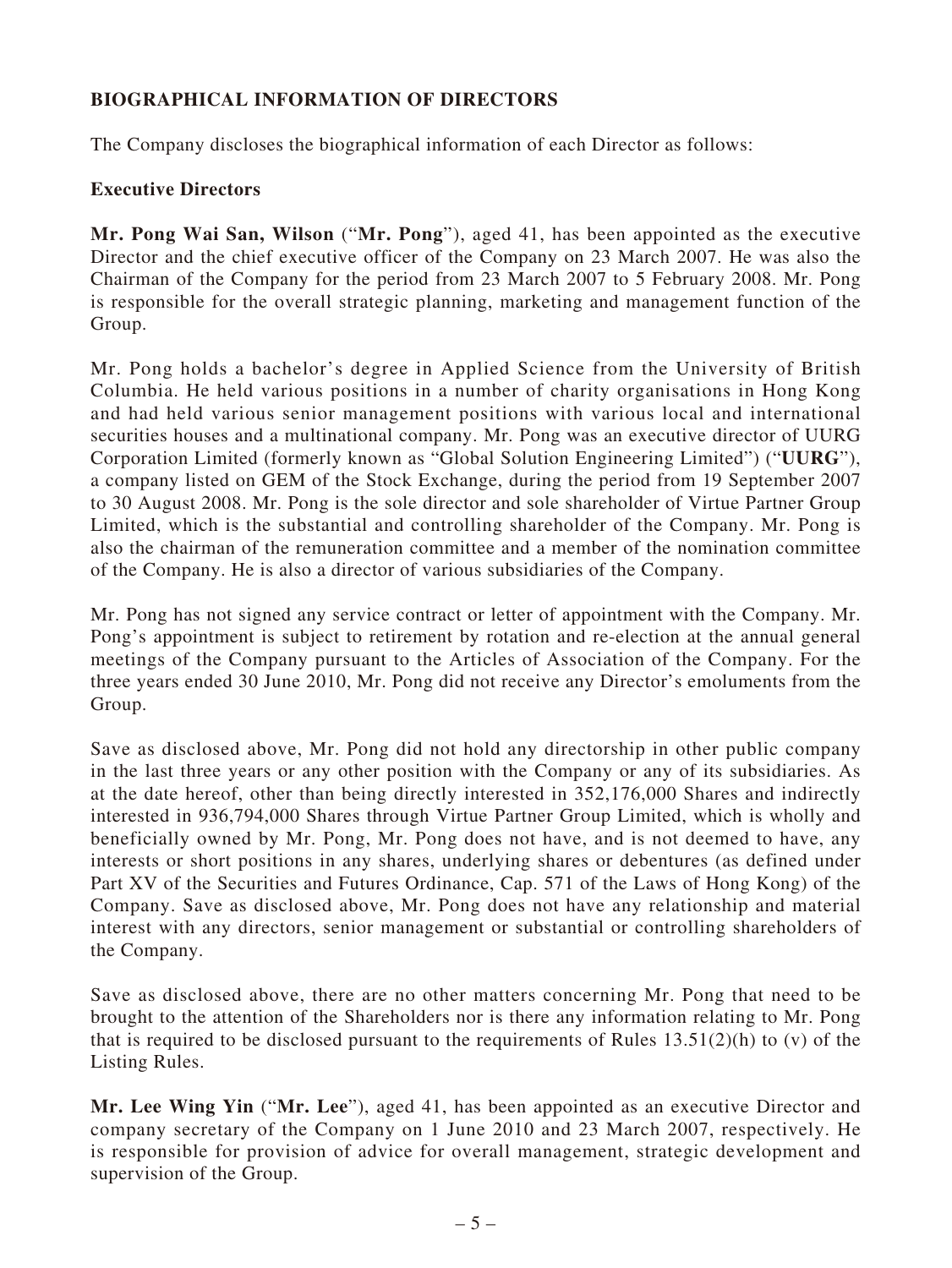## BIOGRAPHICAL INFORMATION OF DIRECTORS

The Company discloses the biographical information of each Director as follows:

### Executive Directors

**Mr. Pong Wai San, Wilson** ("**Mr. Pong**"), aged 41, has been appointed as the executive Director and the chief executive officer of the Company on 23 March 2007. He was also the Chairman of the Company for the period from 23 March 2007 to 5 February 2008. Mr. Pong is responsible for the overall strategic planning, marketing and management function of the Group.

Mr. Pong holds a bachelor's degree in Applied Science from the University of British Columbia. He held various positions in a number of charity organisations in Hong Kong and had held various senior management positions with various local and international securities houses and a multinational company. Mr. Pong was an executive director of UURG Corporation Limited (formerly known as "Global Solution Engineering Limited") ("**UURG**"), a company listed on GEM of the Stock Exchange, during the period from 19 September 2007 to 30 August 2008. Mr. Pong is the sole director and sole shareholder of Virtue Partner Group Limited, which is the substantial and controlling shareholder of the Company. Mr. Pong is also the chairman of the remuneration committee and a member of the nomination committee of the Company. He is also a director of various subsidiaries of the Company.

Mr. Pong has not signed any service contract or letter of appointment with the Company. Mr. Pong's appointment is subject to retirement by rotation and re-election at the annual general meetings of the Company pursuant to the Articles of Association of the Company. For the three years ended 30 June 2010, Mr. Pong did not receive any Director's emoluments from the Group.

Save as disclosed above, Mr. Pong did not hold any directorship in other public company in the last three years or any other position with the Company or any of its subsidiaries. As at the date hereof, other than being directly interested in 352,176,000 Shares and indirectly interested in 936,794,000 Shares through Virtue Partner Group Limited, which is wholly and beneficially owned by Mr. Pong, Mr. Pong does not have, and is not deemed to have, any interests or short positions in any shares, underlying shares or debentures (as defined under Part XV of the Securities and Futures Ordinance, Cap. 571 of the Laws of Hong Kong) of the Company. Save as disclosed above, Mr. Pong does not have any relationship and material interest with any directors, senior management or substantial or controlling shareholders of the Company.

Save as disclosed above, there are no other matters concerning Mr. Pong that need to be brought to the attention of the Shareholders nor is there any information relating to Mr. Pong that is required to be disclosed pursuant to the requirements of Rules 13.51(2)(h) to (v) of the Listing Rules.

**Mr. Lee Wing Yin** ("**Mr. Lee**"), aged 41, has been appointed as an executive Director and company secretary of the Company on 1 June 2010 and 23 March 2007, respectively. He is responsible for provision of advice for overall management, strategic development and supervision of the Group.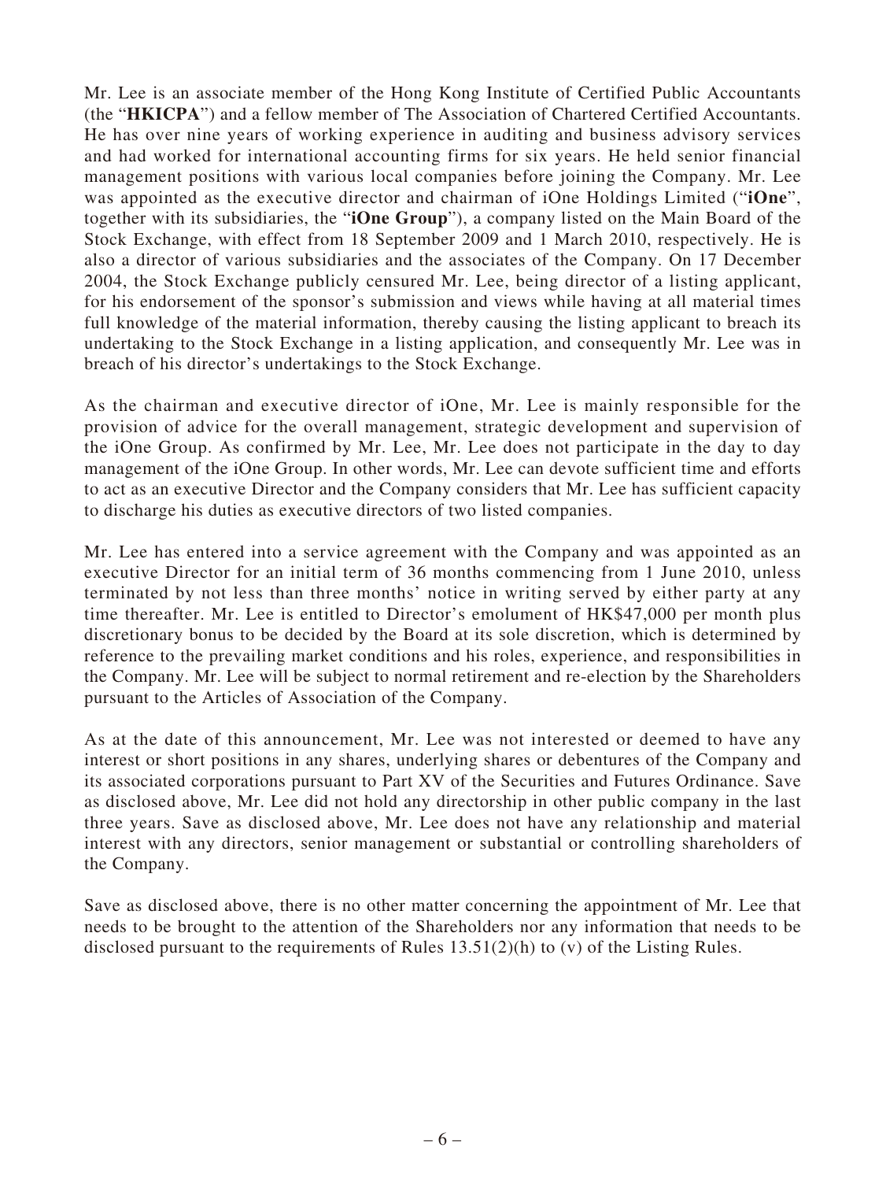Mr. Lee is an associate member of the Hong Kong Institute of Certified Public Accountants (the "**HKICPA**") and a fellow member of The Association of Chartered Certified Accountants. He has over nine years of working experience in auditing and business advisory services and had worked for international accounting firms for six years. He held senior financial management positions with various local companies before joining the Company. Mr. Lee was appointed as the executive director and chairman of iOne Holdings Limited ("**iOne**", together with its subsidiaries, the "**iOne Group**"), a company listed on the Main Board of the Stock Exchange, with effect from 18 September 2009 and 1 March 2010, respectively. He is also a director of various subsidiaries and the associates of the Company. On 17 December 2004, the Stock Exchange publicly censured Mr. Lee, being director of a listing applicant, for his endorsement of the sponsor's submission and views while having at all material times full knowledge of the material information, thereby causing the listing applicant to breach its undertaking to the Stock Exchange in a listing application, and consequently Mr. Lee was in breach of his director's undertakings to the Stock Exchange.

As the chairman and executive director of iOne, Mr. Lee is mainly responsible for the provision of advice for the overall management, strategic development and supervision of the iOne Group. As confirmed by Mr. Lee, Mr. Lee does not participate in the day to day management of the iOne Group. In other words, Mr. Lee can devote sufficient time and efforts to act as an executive Director and the Company considers that Mr. Lee has sufficient capacity to discharge his duties as executive directors of two listed companies.

Mr. Lee has entered into a service agreement with the Company and was appointed as an executive Director for an initial term of 36 months commencing from 1 June 2010, unless terminated by not less than three months' notice in writing served by either party at any time thereafter. Mr. Lee is entitled to Director's emolument of HK$47,000 per month plus discretionary bonus to be decided by the Board at its sole discretion, which is determined by reference to the prevailing market conditions and his roles, experience, and responsibilities in the Company. Mr. Lee will be subject to normal retirement and re-election by the Shareholders pursuant to the Articles of Association of the Company.

As at the date of this announcement, Mr. Lee was not interested or deemed to have any interest or short positions in any shares, underlying shares or debentures of the Company and its associated corporations pursuant to Part XV of the Securities and Futures Ordinance. Save as disclosed above, Mr. Lee did not hold any directorship in other public company in the last three years. Save as disclosed above, Mr. Lee does not have any relationship and material interest with any directors, senior management or substantial or controlling shareholders of the Company.

Save as disclosed above, there is no other matter concerning the appointment of Mr. Lee that needs to be brought to the attention of the Shareholders nor any information that needs to be disclosed pursuant to the requirements of Rules 13.51(2)(h) to (v) of the Listing Rules.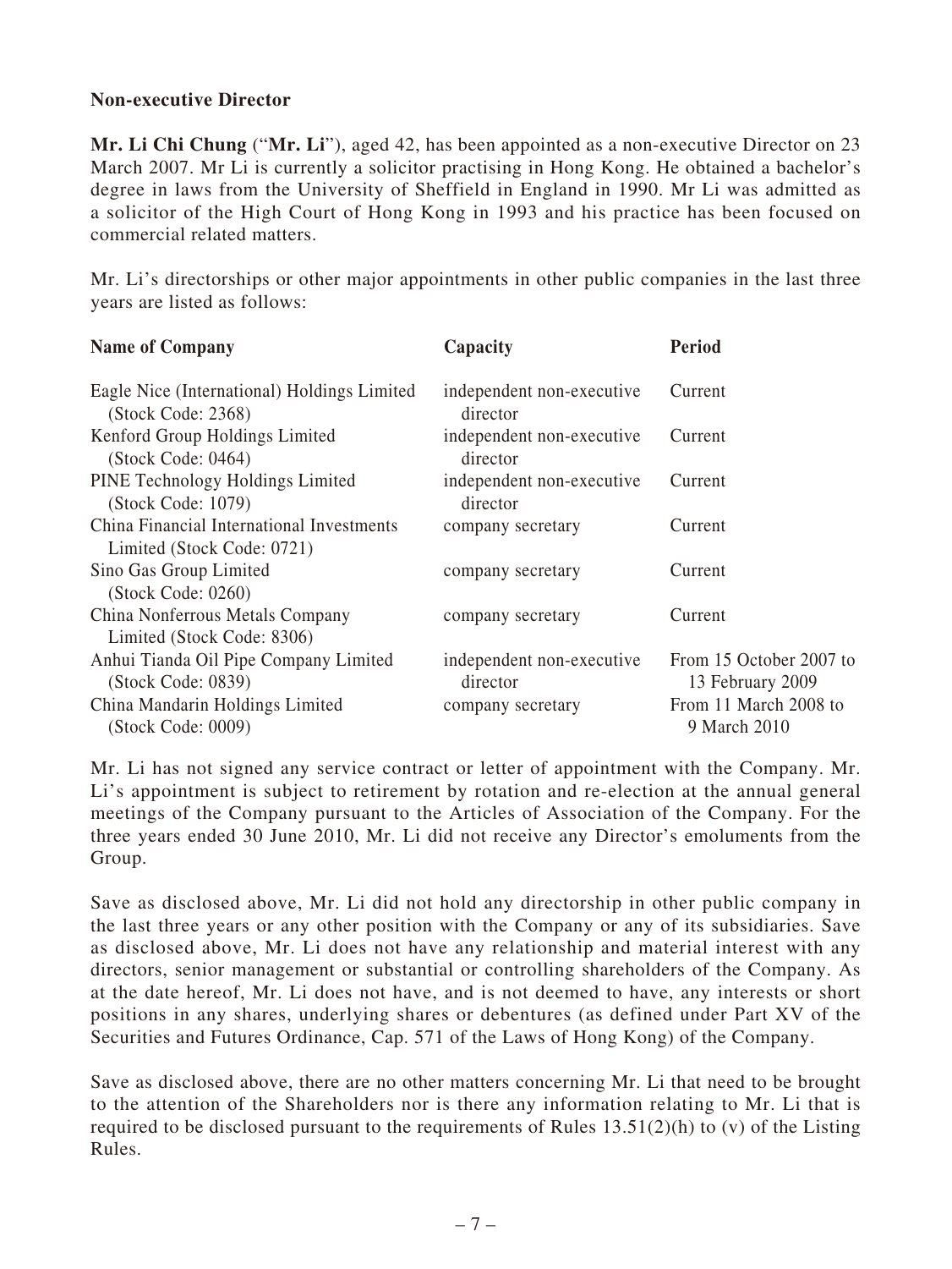**Non-executive Director**

**Mr. Li Chi Chung** ("**Mr. Li**"), aged 42, has been appointed as a non-executive Director on 23 March 2007. Mr Li is currently a solicitor practising in Hong Kong. He obtained a bachelor's degree in laws from the University of Sheffield in England in 1990. Mr Li was admitted as a solicitor of the High Court of Hong Kong in 1993 and his practice has been focused on commercial related matters.

Mr. Li's directorships or other major appointments in other public companies in the last three years are listed as follows:

| **Name of Company** | **Capacity** | **Period** |
|---|---|---|
| Eagle Nice (International) Holdings Limited (Stock Code: 2368) | independent non-executive director | Current |
| Kenford Group Holdings Limited (Stock Code: 0464) | independent non-executive director | Current |
| PINE Technology Holdings Limited (Stock Code: 1079) | independent non-executive director | Current |
| China Financial International Investments Limited (Stock Code: 0721) | company secretary | Current |
| Sino Gas Group Limited (Stock Code: 0260) | company secretary | Current |
| China Nonferrous Metals Company Limited (Stock Code: 8306) | company secretary | Current |
| Anhui Tianda Oil Pipe Company Limited (Stock Code: 0839) | independent non-executive director | From 15 October 2007 to 13 February 2009 |
| China Mandarin Holdings Limited (Stock Code: 0009) | company secretary | From 11 March 2008 to 9 March 2010 |

Mr. Li has not signed any service contract or letter of appointment with the Company. Mr. Li's appointment is subject to retirement by rotation and re-election at the annual general meetings of the Company pursuant to the Articles of Association of the Company. For the three years ended 30 June 2010, Mr. Li did not receive any Director's emoluments from the Group.

Save as disclosed above, Mr. Li did not hold any directorship in other public company in the last three years or any other position with the Company or any of its subsidiaries. Save as disclosed above, Mr. Li does not have any relationship and material interest with any directors, senior management or substantial or controlling shareholders of the Company. As at the date hereof, Mr. Li does not have, and is not deemed to have, any interests or short positions in any shares, underlying shares or debentures (as defined under Part XV of the Securities and Futures Ordinance, Cap. 571 of the Laws of Hong Kong) of the Company.

Save as disclosed above, there are no other matters concerning Mr. Li that need to be brought to the attention of the Shareholders nor is there any information relating to Mr. Li that is required to be disclosed pursuant to the requirements of Rules 13.51(2)(h) to (v) of the Listing Rules.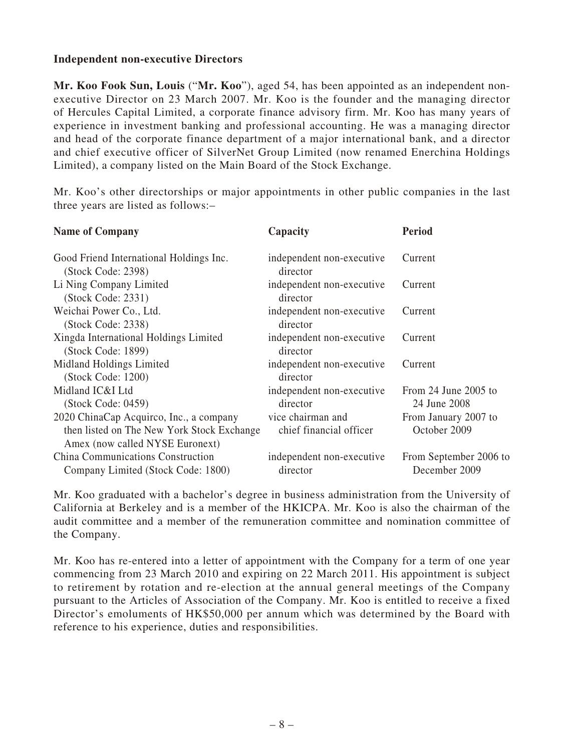**Independent non-executive Directors**

**Mr. Koo Fook Sun, Louis** ("**Mr. Koo**"), aged 54, has been appointed as an independent non-executive Director on 23 March 2007. Mr. Koo is the founder and the managing director of Hercules Capital Limited, a corporate finance advisory firm. Mr. Koo has many years of experience in investment banking and professional accounting. He was a managing director and head of the corporate finance department of a major international bank, and a director and chief executive officer of SilverNet Group Limited (now renamed Enerchina Holdings Limited), a company listed on the Main Board of the Stock Exchange.

Mr. Koo's other directorships or major appointments in other public companies in the last three years are listed as follows:–

| Name of Company | Capacity | Period |
|---|---|---|
| Good Friend International Holdings Inc. (Stock Code: 2398) | independent non-executive director | Current |
| Li Ning Company Limited (Stock Code: 2331) | independent non-executive director | Current |
| Weichai Power Co., Ltd. (Stock Code: 2338) | independent non-executive director | Current |
| Xingda International Holdings Limited (Stock Code: 1899) | independent non-executive director | Current |
| Midland Holdings Limited (Stock Code: 1200) | independent non-executive director | Current |
| Midland IC&I Ltd (Stock Code: 0459) | independent non-executive director | From 24 June 2005 to 24 June 2008 |
| 2020 ChinaCap Acquirco, Inc., a company then listed on The New York Stock Exchange Amex (now called NYSE Euronext) | vice chairman and chief financial officer | From January 2007 to October 2009 |
| China Communications Construction Company Limited (Stock Code: 1800) | independent non-executive director | From September 2006 to December 2009 |

Mr. Koo graduated with a bachelor's degree in business administration from the University of California at Berkeley and is a member of the HKICPA. Mr. Koo is also the chairman of the audit committee and a member of the remuneration committee and nomination committee of the Company.

Mr. Koo has re-entered into a letter of appointment with the Company for a term of one year commencing from 23 March 2010 and expiring on 22 March 2011. His appointment is subject to retirement by rotation and re-election at the annual general meetings of the Company pursuant to the Articles of Association of the Company. Mr. Koo is entitled to receive a fixed Director's emoluments of HK$50,000 per annum which was determined by the Board with reference to his experience, duties and responsibilities.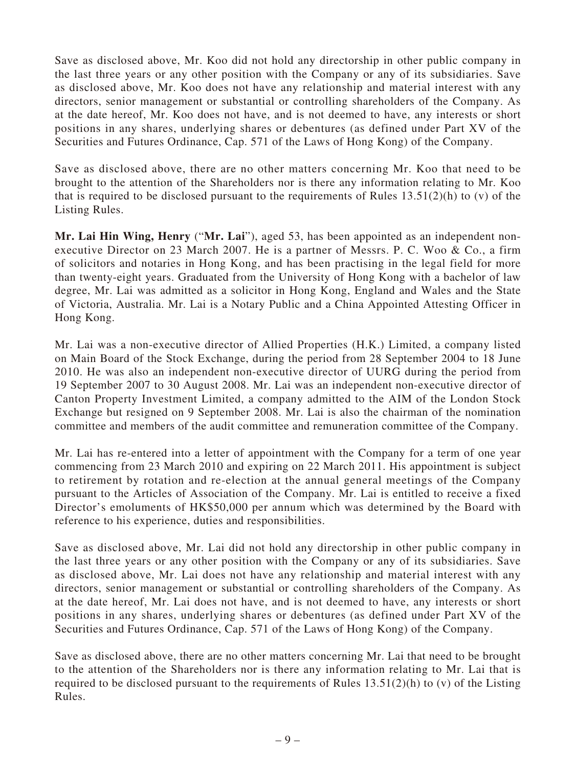Save as disclosed above, Mr. Koo did not hold any directorship in other public company in the last three years or any other position with the Company or any of its subsidiaries. Save as disclosed above, Mr. Koo does not have any relationship and material interest with any directors, senior management or substantial or controlling shareholders of the Company. As at the date hereof, Mr. Koo does not have, and is not deemed to have, any interests or short positions in any shares, underlying shares or debentures (as defined under Part XV of the Securities and Futures Ordinance, Cap. 571 of the Laws of Hong Kong) of the Company.

Save as disclosed above, there are no other matters concerning Mr. Koo that need to be brought to the attention of the Shareholders nor is there any information relating to Mr. Koo that is required to be disclosed pursuant to the requirements of Rules 13.51(2)(h) to (v) of the Listing Rules.

**Mr. Lai Hin Wing, Henry** ("**Mr. Lai**"), aged 53, has been appointed as an independent non-executive Director on 23 March 2007. He is a partner of Messrs. P. C. Woo & Co., a firm of solicitors and notaries in Hong Kong, and has been practising in the legal field for more than twenty-eight years. Graduated from the University of Hong Kong with a bachelor of law degree, Mr. Lai was admitted as a solicitor in Hong Kong, England and Wales and the State of Victoria, Australia. Mr. Lai is a Notary Public and a China Appointed Attesting Officer in Hong Kong.

Mr. Lai was a non-executive director of Allied Properties (H.K.) Limited, a company listed on Main Board of the Stock Exchange, during the period from 28 September 2004 to 18 June 2010. He was also an independent non-executive director of UURG during the period from 19 September 2007 to 30 August 2008. Mr. Lai was an independent non-executive director of Canton Property Investment Limited, a company admitted to the AIM of the London Stock Exchange but resigned on 9 September 2008. Mr. Lai is also the chairman of the nomination committee and members of the audit committee and remuneration committee of the Company.

Mr. Lai has re-entered into a letter of appointment with the Company for a term of one year commencing from 23 March 2010 and expiring on 22 March 2011. His appointment is subject to retirement by rotation and re-election at the annual general meetings of the Company pursuant to the Articles of Association of the Company. Mr. Lai is entitled to receive a fixed Director's emoluments of HK$50,000 per annum which was determined by the Board with reference to his experience, duties and responsibilities.

Save as disclosed above, Mr. Lai did not hold any directorship in other public company in the last three years or any other position with the Company or any of its subsidiaries. Save as disclosed above, Mr. Lai does not have any relationship and material interest with any directors, senior management or substantial or controlling shareholders of the Company. As at the date hereof, Mr. Lai does not have, and is not deemed to have, any interests or short positions in any shares, underlying shares or debentures (as defined under Part XV of the Securities and Futures Ordinance, Cap. 571 of the Laws of Hong Kong) of the Company.

Save as disclosed above, there are no other matters concerning Mr. Lai that need to be brought to the attention of the Shareholders nor is there any information relating to Mr. Lai that is required to be disclosed pursuant to the requirements of Rules 13.51(2)(h) to (v) of the Listing Rules.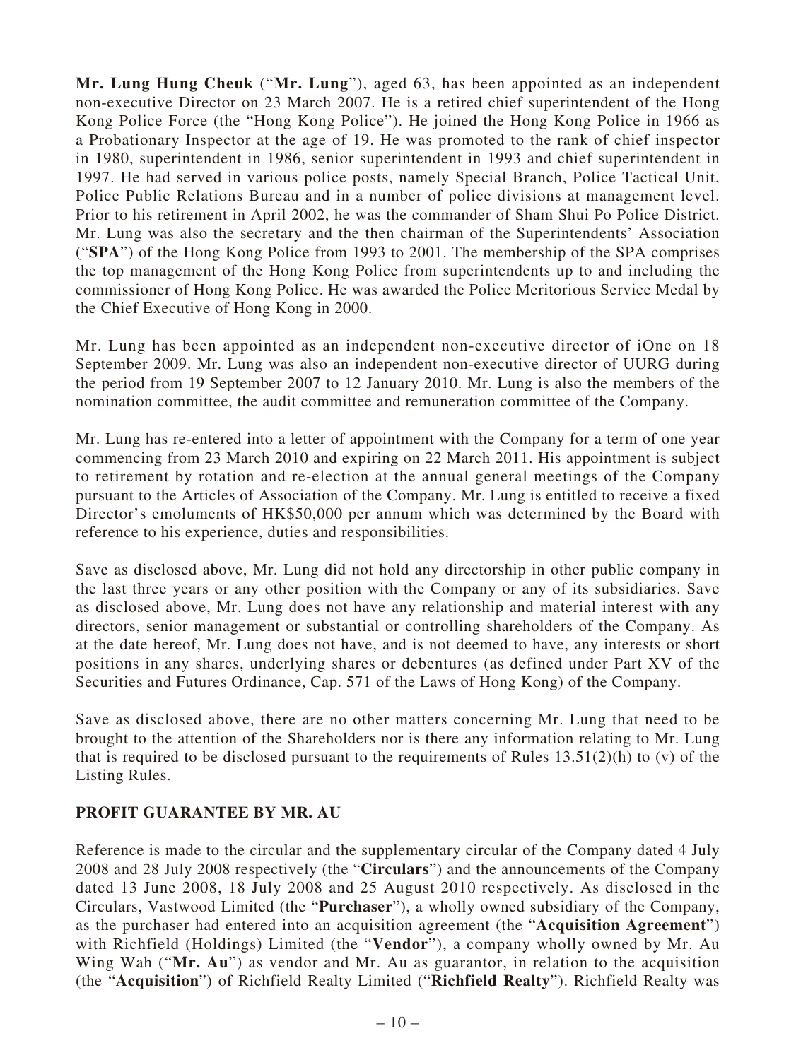**Mr. Lung Hung Cheuk** ("**Mr. Lung**"), aged 63, has been appointed as an independent non-executive Director on 23 March 2007. He is a retired chief superintendent of the Hong Kong Police Force (the "Hong Kong Police"). He joined the Hong Kong Police in 1966 as a Probationary Inspector at the age of 19. He was promoted to the rank of chief inspector in 1980, superintendent in 1986, senior superintendent in 1993 and chief superintendent in 1997. He had served in various police posts, namely Special Branch, Police Tactical Unit, Police Public Relations Bureau and in a number of police divisions at management level. Prior to his retirement in April 2002, he was the commander of Sham Shui Po Police District. Mr. Lung was also the secretary and the then chairman of the Superintendents' Association ("**SPA**") of the Hong Kong Police from 1993 to 2001. The membership of the SPA comprises the top management of the Hong Kong Police from superintendents up to and including the commissioner of Hong Kong Police. He was awarded the Police Meritorious Service Medal by the Chief Executive of Hong Kong in 2000.

Mr. Lung has been appointed as an independent non-executive director of iOne on 18 September 2009. Mr. Lung was also an independent non-executive director of UURG during the period from 19 September 2007 to 12 January 2010. Mr. Lung is also the members of the nomination committee, the audit committee and remuneration committee of the Company.

Mr. Lung has re-entered into a letter of appointment with the Company for a term of one year commencing from 23 March 2010 and expiring on 22 March 2011. His appointment is subject to retirement by rotation and re-election at the annual general meetings of the Company pursuant to the Articles of Association of the Company. Mr. Lung is entitled to receive a fixed Director's emoluments of HK$50,000 per annum which was determined by the Board with reference to his experience, duties and responsibilities.

Save as disclosed above, Mr. Lung did not hold any directorship in other public company in the last three years or any other position with the Company or any of its subsidiaries. Save as disclosed above, Mr. Lung does not have any relationship and material interest with any directors, senior management or substantial or controlling shareholders of the Company. As at the date hereof, Mr. Lung does not have, and is not deemed to have, any interests or short positions in any shares, underlying shares or debentures (as defined under Part XV of the Securities and Futures Ordinance, Cap. 571 of the Laws of Hong Kong) of the Company.

Save as disclosed above, there are no other matters concerning Mr. Lung that need to be brought to the attention of the Shareholders nor is there any information relating to Mr. Lung that is required to be disclosed pursuant to the requirements of Rules 13.51(2)(h) to (v) of the Listing Rules.

## PROFIT GUARANTEE BY MR. AU

Reference is made to the circular and the supplementary circular of the Company dated 4 July 2008 and 28 July 2008 respectively (the "**Circulars**") and the announcements of the Company dated 13 June 2008, 18 July 2008 and 25 August 2010 respectively. As disclosed in the Circulars, Vastwood Limited (the "**Purchaser**"), a wholly owned subsidiary of the Company, as the purchaser had entered into an acquisition agreement (the "**Acquisition Agreement**") with Richfield (Holdings) Limited (the "**Vendor**"), a company wholly owned by Mr. Au Wing Wah ("**Mr. Au**") as vendor and Mr. Au as guarantor, in relation to the acquisition (the "**Acquisition**") of Richfield Realty Limited ("**Richfield Realty**"). Richfield Realty was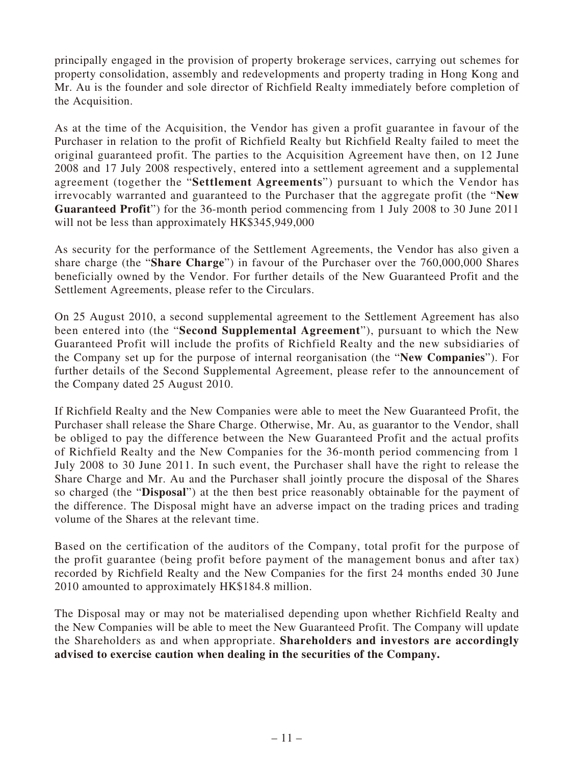principally engaged in the provision of property brokerage services, carrying out schemes for property consolidation, assembly and redevelopments and property trading in Hong Kong and Mr. Au is the founder and sole director of Richfield Realty immediately before completion of the Acquisition.

As at the time of the Acquisition, the Vendor has given a profit guarantee in favour of the Purchaser in relation to the profit of Richfield Realty but Richfield Realty failed to meet the original guaranteed profit. The parties to the Acquisition Agreement have then, on 12 June 2008 and 17 July 2008 respectively, entered into a settlement agreement and a supplemental agreement (together the "**Settlement Agreements**") pursuant to which the Vendor has irrevocably warranted and guaranteed to the Purchaser that the aggregate profit (the "**New Guaranteed Profit**") for the 36-month period commencing from 1 July 2008 to 30 June 2011 will not be less than approximately HK$345,949,000

As security for the performance of the Settlement Agreements, the Vendor has also given a share charge (the "**Share Charge**") in favour of the Purchaser over the 760,000,000 Shares beneficially owned by the Vendor. For further details of the New Guaranteed Profit and the Settlement Agreements, please refer to the Circulars.

On 25 August 2010, a second supplemental agreement to the Settlement Agreement has also been entered into (the "**Second Supplemental Agreement**"), pursuant to which the New Guaranteed Profit will include the profits of Richfield Realty and the new subsidiaries of the Company set up for the purpose of internal reorganisation (the "**New Companies**"). For further details of the Second Supplemental Agreement, please refer to the announcement of the Company dated 25 August 2010.

If Richfield Realty and the New Companies were able to meet the New Guaranteed Profit, the Purchaser shall release the Share Charge. Otherwise, Mr. Au, as guarantor to the Vendor, shall be obliged to pay the difference between the New Guaranteed Profit and the actual profits of Richfield Realty and the New Companies for the 36-month period commencing from 1 July 2008 to 30 June 2011. In such event, the Purchaser shall have the right to release the Share Charge and Mr. Au and the Purchaser shall jointly procure the disposal of the Shares so charged (the "**Disposal**") at the then best price reasonably obtainable for the payment of the difference. The Disposal might have an adverse impact on the trading prices and trading volume of the Shares at the relevant time.

Based on the certification of the auditors of the Company, total profit for the purpose of the profit guarantee (being profit before payment of the management bonus and after tax) recorded by Richfield Realty and the New Companies for the first 24 months ended 30 June 2010 amounted to approximately HK$184.8 million.

The Disposal may or may not be materialised depending upon whether Richfield Realty and the New Companies will be able to meet the New Guaranteed Profit. The Company will update the Shareholders as and when appropriate. **Shareholders and investors are accordingly advised to exercise caution when dealing in the securities of the Company.**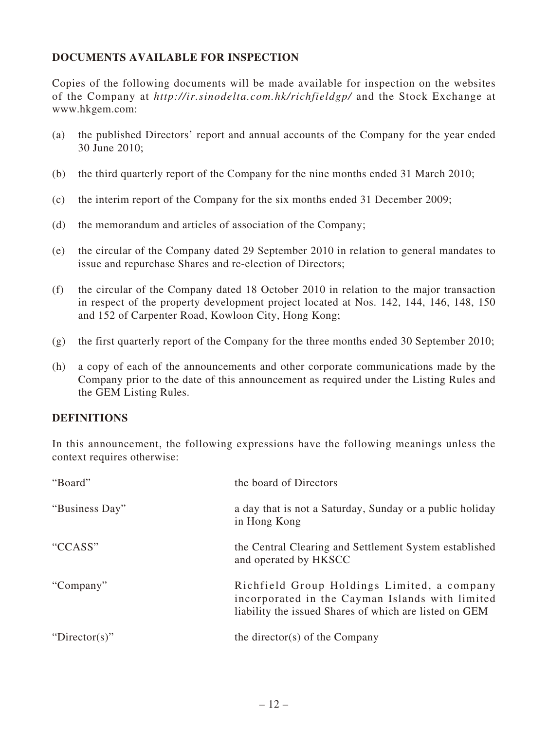## DOCUMENTS AVAILABLE FOR INSPECTION

Copies of the following documents will be made available for inspection on the websites of the Company at *http://ir.sinodelta.com.hk/richfieldgp/* and the Stock Exchange at www.hkgem.com:

(a) the published Directors' report and annual accounts of the Company for the year ended 30 June 2010;

(b) the third quarterly report of the Company for the nine months ended 31 March 2010;

(c) the interim report of the Company for the six months ended 31 December 2009;

(d) the memorandum and articles of association of the Company;

(e) the circular of the Company dated 29 September 2010 in relation to general mandates to issue and repurchase Shares and re-election of Directors;

(f) the circular of the Company dated 18 October 2010 in relation to the major transaction in respect of the property development project located at Nos. 142, 144, 146, 148, 150 and 152 of Carpenter Road, Kowloon City, Hong Kong;

(g) the first quarterly report of the Company for the three months ended 30 September 2010;

(h) a copy of each of the announcements and other corporate communications made by the Company prior to the date of this announcement as required under the Listing Rules and the GEM Listing Rules.

## DEFINITIONS

In this announcement, the following expressions have the following meanings unless the context requires otherwise:

| | |
|---|---|
| "Board" | the board of Directors |
| "Business Day" | a day that is not a Saturday, Sunday or a public holiday in Hong Kong |
| "CCASS" | the Central Clearing and Settlement System established and operated by HKSCC |
| "Company" | Richfield Group Holdings Limited, a company incorporated in the Cayman Islands with limited liability the issued Shares of which are listed on GEM |
| "Director(s)" | the director(s) of the Company |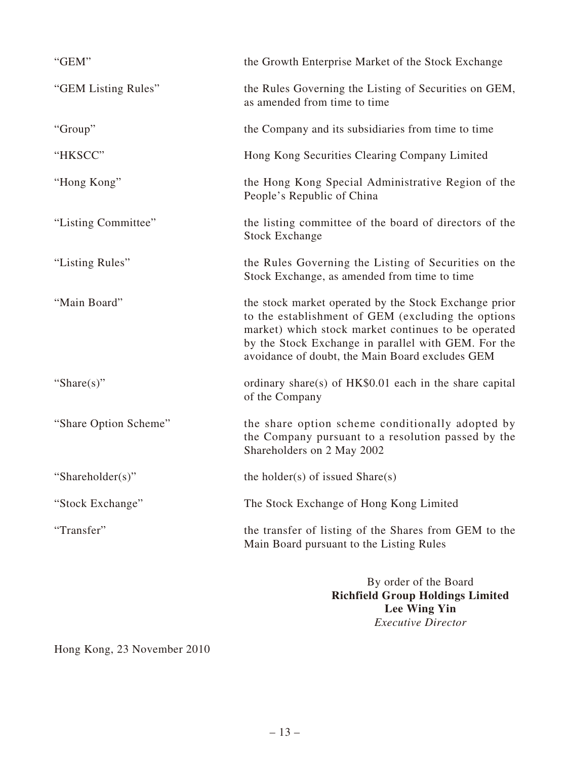| | |
|---|---|
| "GEM" | the Growth Enterprise Market of the Stock Exchange |
| "GEM Listing Rules" | the Rules Governing the Listing of Securities on GEM, as amended from time to time |
| "Group" | the Company and its subsidiaries from time to time |
| "HKSCC" | Hong Kong Securities Clearing Company Limited |
| "Hong Kong" | the Hong Kong Special Administrative Region of the People's Republic of China |
| "Listing Committee" | the listing committee of the board of directors of the Stock Exchange |
| "Listing Rules" | the Rules Governing the Listing of Securities on the Stock Exchange, as amended from time to time |
| "Main Board" | the stock market operated by the Stock Exchange prior to the establishment of GEM (excluding the options market) which stock market continues to be operated by the Stock Exchange in parallel with GEM. For the avoidance of doubt, the Main Board excludes GEM |
| "Share(s)" | ordinary share(s) of HK$0.01 each in the share capital of the Company |
| "Share Option Scheme" | the share option scheme conditionally adopted by the Company pursuant to a resolution passed by the Shareholders on 2 May 2002 |
| "Shareholder(s)" | the holder(s) of issued Share(s) |
| "Stock Exchange" | The Stock Exchange of Hong Kong Limited |
| "Transfer" | the transfer of listing of the Shares from GEM to the Main Board pursuant to the Listing Rules |

By order of the Board
**Richfield Group Holdings Limited**
**Lee Wing Yin**
*Executive Director*

Hong Kong, 23 November 2010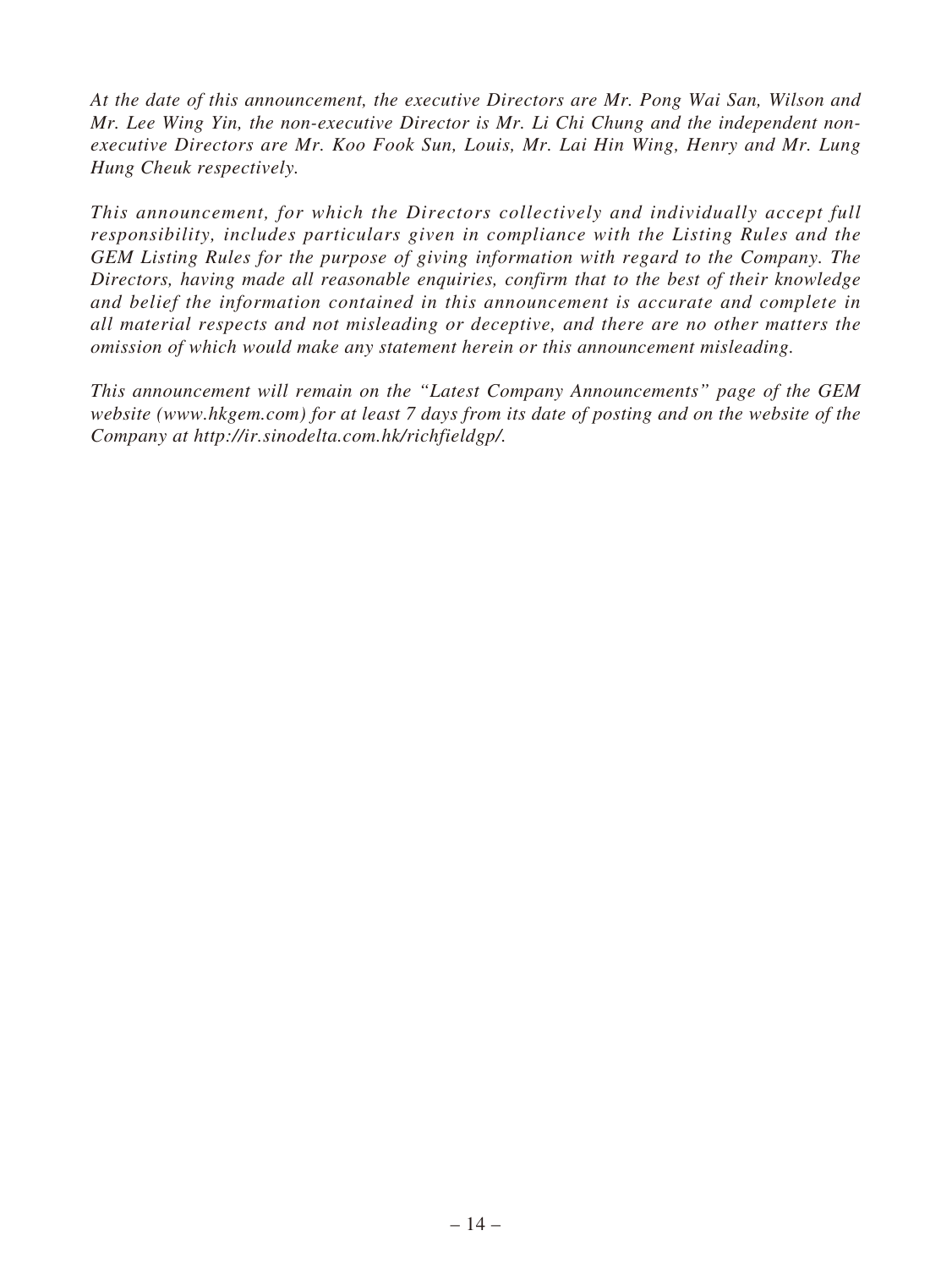*At the date of this announcement, the executive Directors are Mr. Pong Wai San, Wilson and Mr. Lee Wing Yin, the non-executive Director is Mr. Li Chi Chung and the independent non-executive Directors are Mr. Koo Fook Sun, Louis, Mr. Lai Hin Wing, Henry and Mr. Lung Hung Cheuk respectively.*

*This announcement, for which the Directors collectively and individually accept full responsibility, includes particulars given in compliance with the Listing Rules and the GEM Listing Rules for the purpose of giving information with regard to the Company. The Directors, having made all reasonable enquiries, confirm that to the best of their knowledge and belief the information contained in this announcement is accurate and complete in all material respects and not misleading or deceptive, and there are no other matters the omission of which would make any statement herein or this announcement misleading.*

*This announcement will remain on the "Latest Company Announcements" page of the GEM website (www.hkgem.com) for at least 7 days from its date of posting and on the website of the Company at http://ir.sinodelta.com.hk/richfieldgp/.*